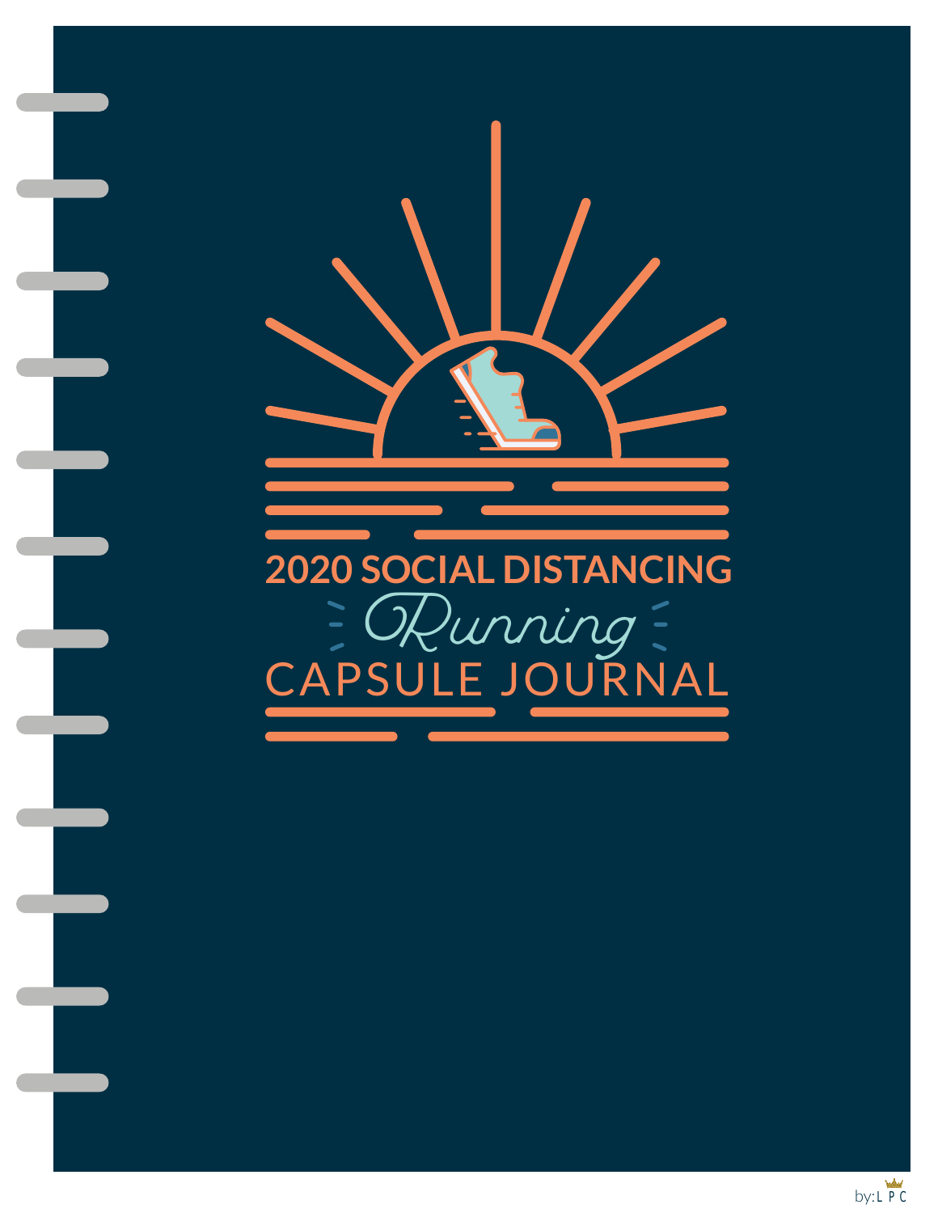# 2020 SOCIAL DISTANCING

## *Running*

## CAPSULE JOURNAL

by: LPC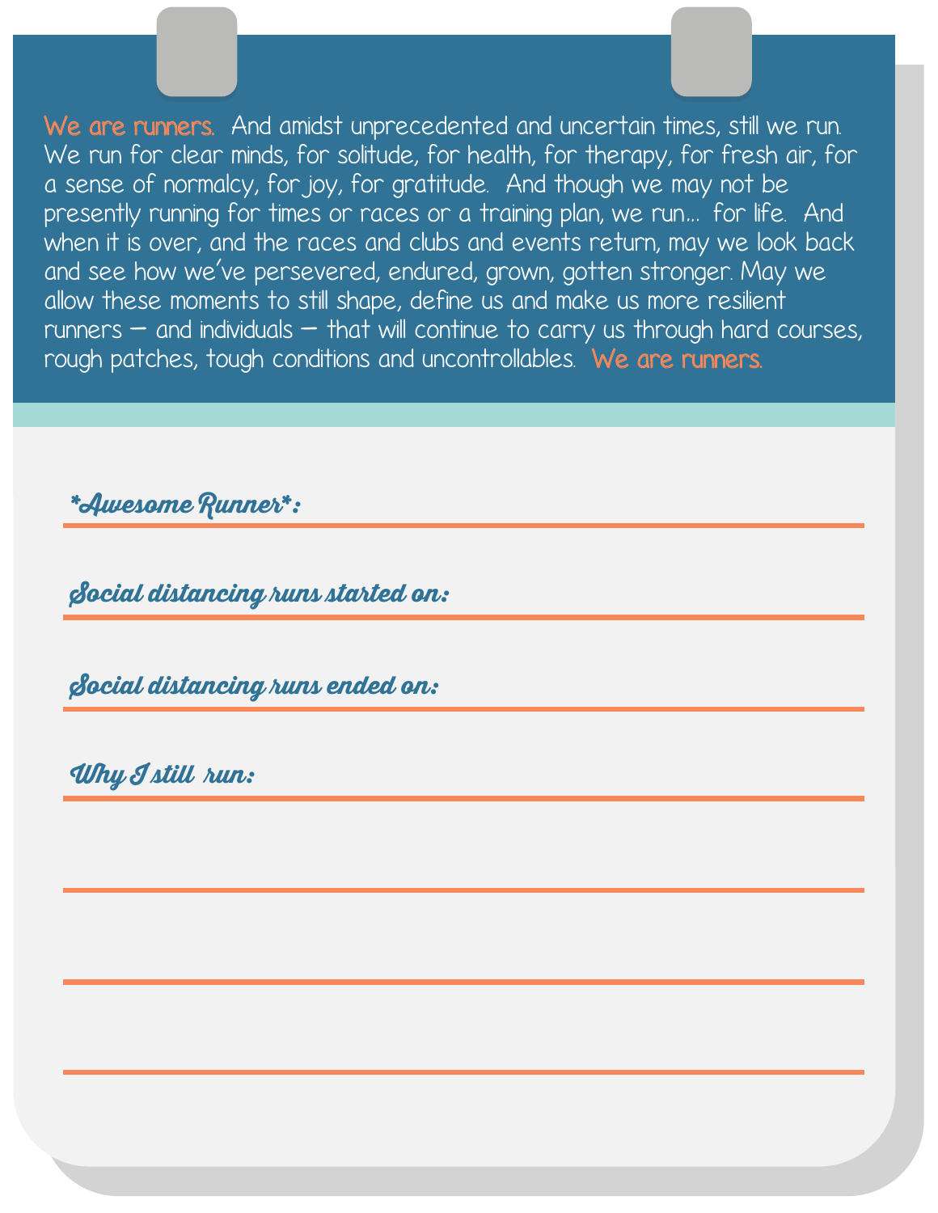**We are runners.** And amidst unprecedented and uncertain times, still we run. We run for clear minds, for solitude, for health, for therapy, for fresh air, for a sense of normalcy, for joy, for gratitude. And though we may not be presently running for times or races or a training plan, we run... for life. And when it is over, and the races and clubs and events return, may we look back and see how we've persevered, endured, grown, gotten stronger. May we allow these moments to still shape, define us and make us more resilient runners — and individuals — that will continue to carry us through hard courses, rough patches, tough conditions and uncontrollables. **We are runners.**

*Awesome Runner*: ______________________________

Social distancing runs started on: ______________________________

Social distancing runs ended on: ______________________________

Why I still run: ______________________________

______________________________

______________________________

______________________________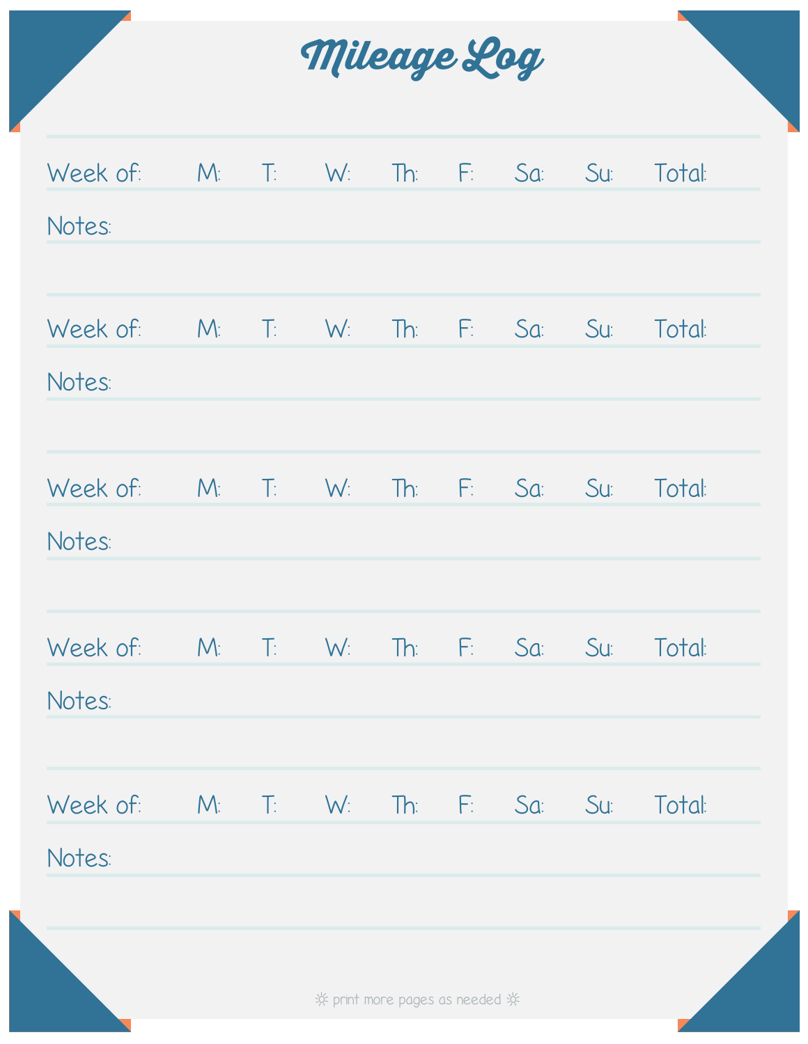# Mileage Log

Week of: M: T: W: Th: F: Sa: Su: Total:

Notes:

Week of: M: T: W: Th: F: Sa: Su: Total:

Notes:

Week of: M: T: W: Th: F: Sa: Su: Total:

Notes:

Week of: M: T: W: Th: F: Sa: Su: Total:

Notes:

Week of: M: T: W: Th: F: Sa: Su: Total:

Notes:

☼ print more pages as needed ☼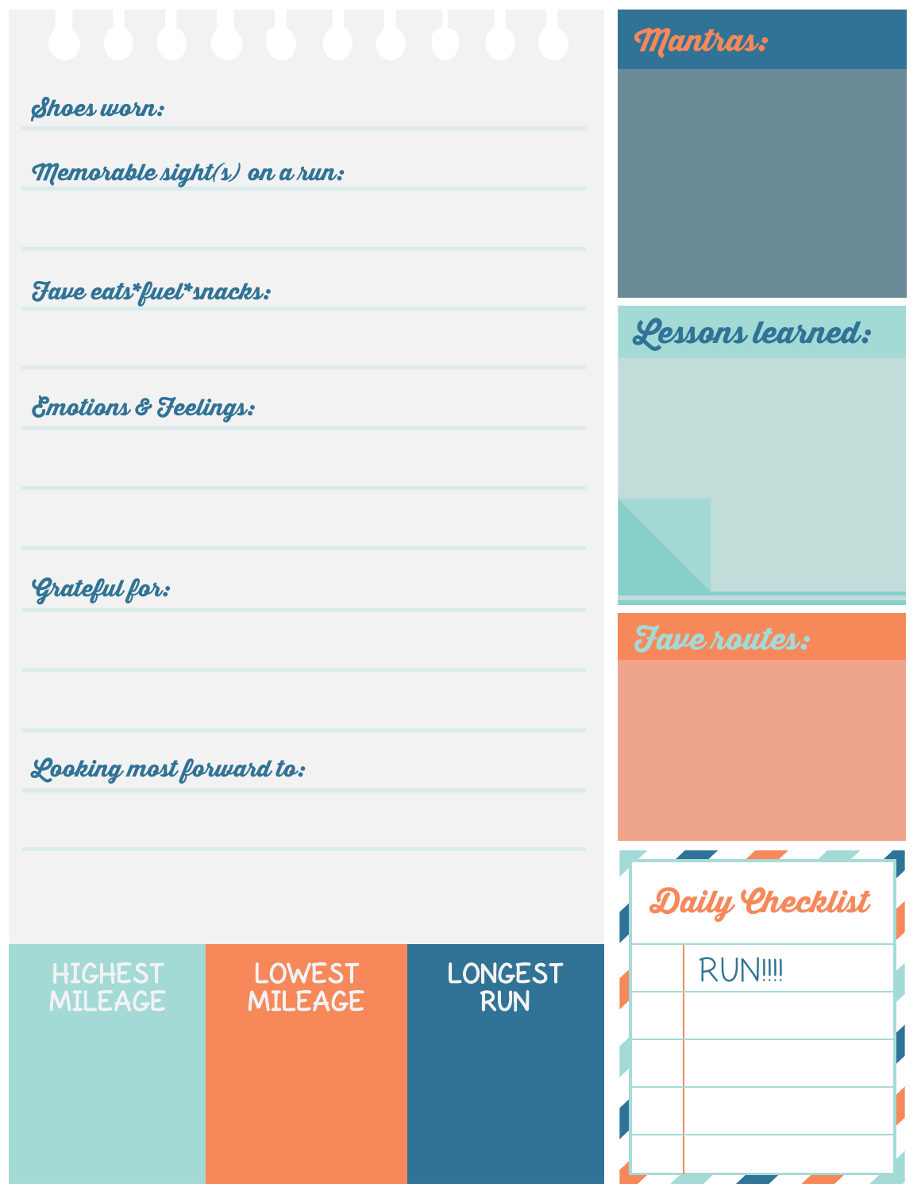**Shoes worn:**

**Memorable sight(s) on a run:**

**Fave eats*fuel*snacks:**

**Emotions & Feelings:**

**Grateful for:**

**Looking most forward to:**

| HIGHEST MILEAGE | LOWEST MILEAGE | LONGEST RUN |
| --- | --- | --- |
| | | |

## Mantras:

## Lessons learned:

## Fave routes:

## Daily Checklist

| | |
| --- | --- |
| | RUN!!!! |
| | |
| | |
| | |
| | |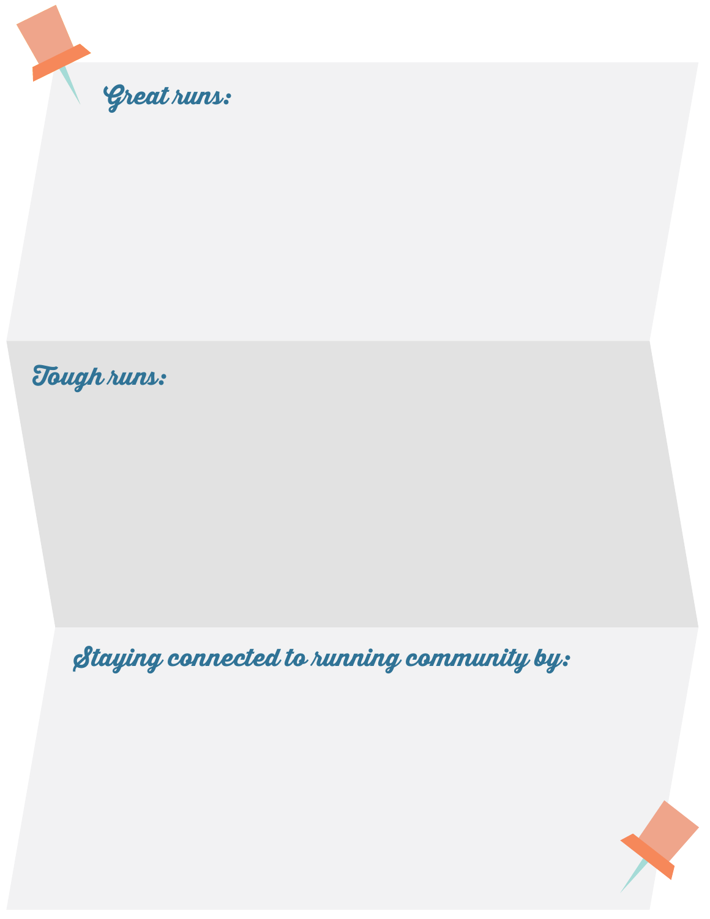**Great runs:**

**Tough runs:**

**Staying connected to running community by:**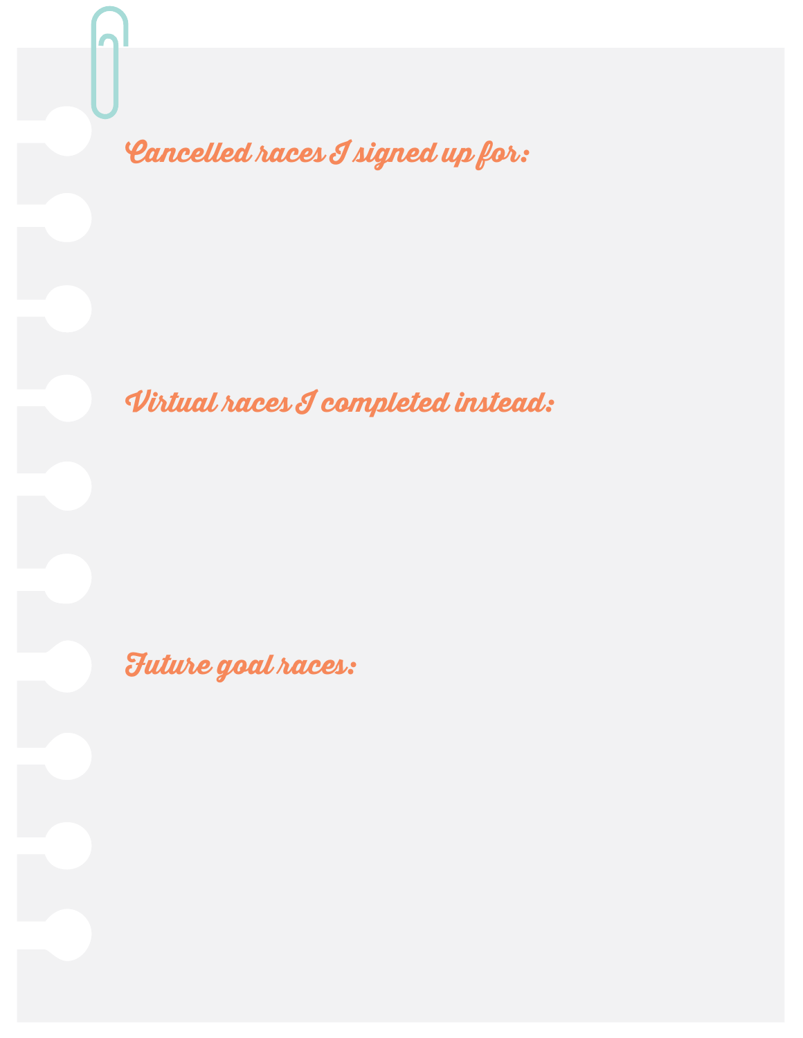## Cancelled races I signed up for:

## Virtual races I completed instead:

## Future goal races: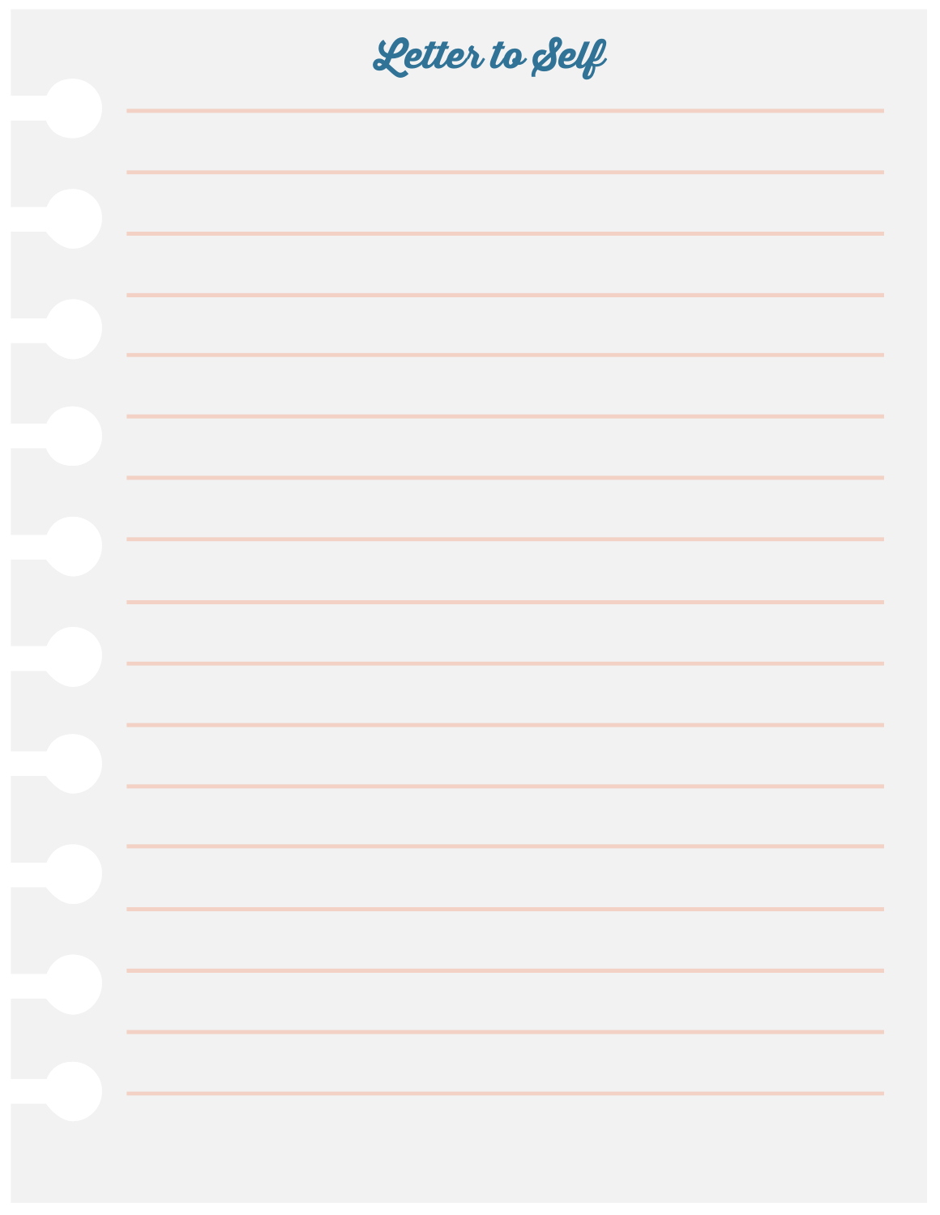# Letter to Self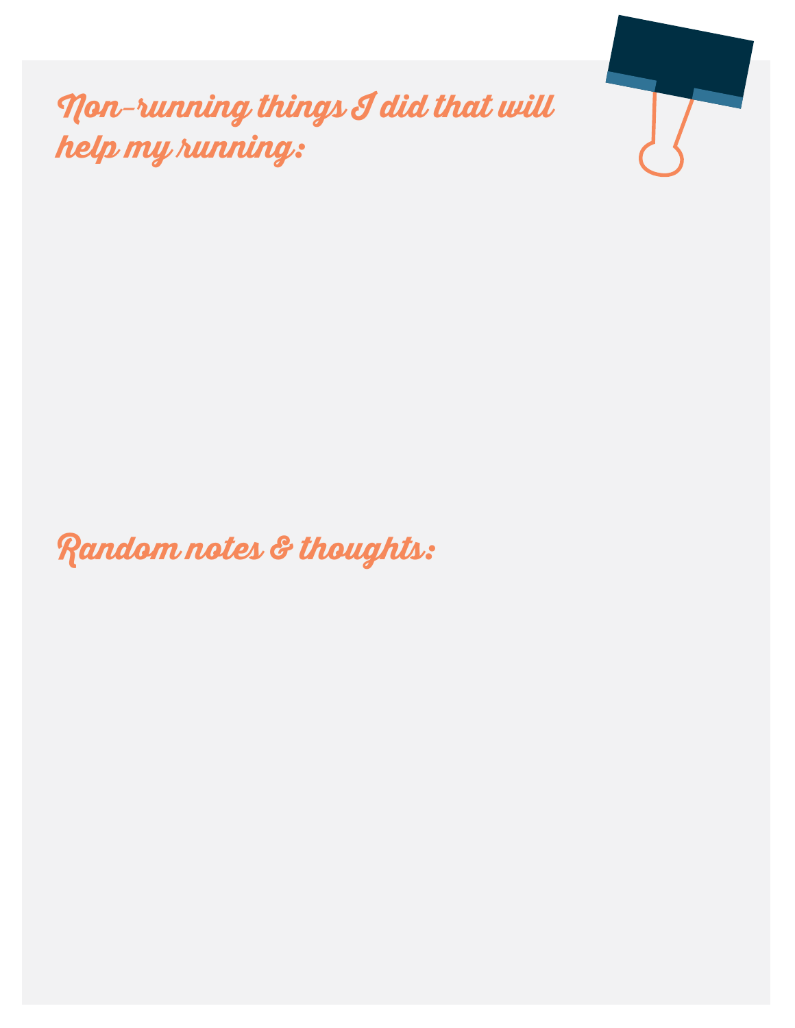## Non-running things I did that will help my running:

## Random notes & thoughts: